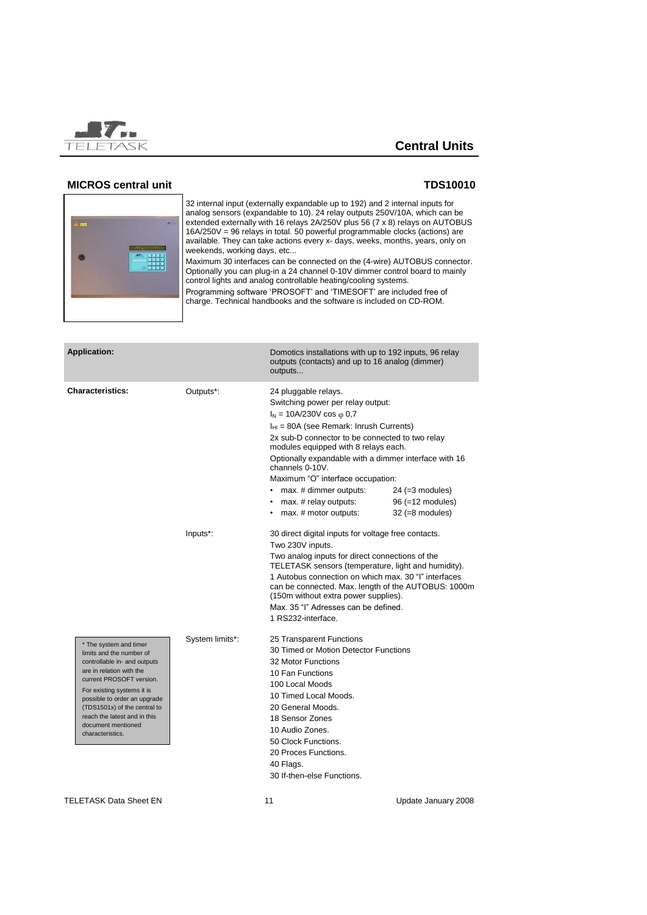# Central Units

## MICROS central unit

**TDS10010**

32 internal input (externally expandable up to 192) and 2 internal inputs for analog sensors (expandable to 10). 24 relay outputs 250V/10A, which can be extended externally with 16 relays 2A/250V plus 56 (7 x 8) relays on AUTOBUS 16A/250V = 96 relays in total. 50 powerful programmable clocks (actions) are available. They can take actions every x- days, weeks, months, years, only on weekends, working days, etc...

Maximum 30 interfaces can be connected on the (4-wire) AUTOBUS connector. Optionally you can plug-in a 24 channel 0-10V dimmer control board to mainly control lights and analog controllable heating/cooling systems.

Programming software 'PROSOFT' and 'TIMESOFT' are included free of charge. Technical handbooks and the software is included on CD-ROM.

| **Application:** | | Domotics installations with up to 192 inputs, 96 relay outputs (contacts) and up to 16 analog (dimmer) outputs... |
|---|---|---|
| **Characteristics:** | Outputs*: | 24 pluggable relays.<br>Switching power per relay output:<br>$I_N$ = 10A/230V cos $\varphi$ 0,7<br>$I_{HI}$ = 80A (see Remark: Inrush Currents)<br>2x sub-D connector to be connected to two relay modules equipped with 8 relays each.<br>Optionally expandable with a dimmer interface with 16 channels 0-10V.<br>Maximum "O" interface occupation:<br>• max. # dimmer outputs: 24 (=3 modules)<br>• max. # relay outputs: 96 (=12 modules)<br>• max. # motor outputs: 32 (=8 modules) |
| | Inputs*: | 30 direct digital inputs for voltage free contacts.<br>Two 230V inputs.<br>Two analog inputs for direct connections of the TELETASK sensors (temperature, light and humidity).<br>1 Autobus connection on which max. 30 "I" interfaces can be connected. Max. length of the AUTOBUS: 1000m (150m without extra power supplies).<br>Max. 35 "I" Adresses can be defined.<br>1 RS232-interface. |
| * The system and timer limits and the number of controllable in- and outputs are in relation with the current PROSOFT version.<br>For existing systems it is possible to order an upgrade (TDS1501x) of the central to reach the latest and in this document mentioned characteristics. | System limits*: | 25 Transparent Functions<br>30 Timed or Motion Detector Functions<br>32 Motor Functions<br>10 Fan Functions<br>100 Local Moods<br>10 Timed Local Moods.<br>20 General Moods.<br>18 Sensor Zones<br>10 Audio Zones.<br>50 Clock Functions.<br>20 Proces Functions.<br>40 Flags.<br>30 If-then-else Functions. |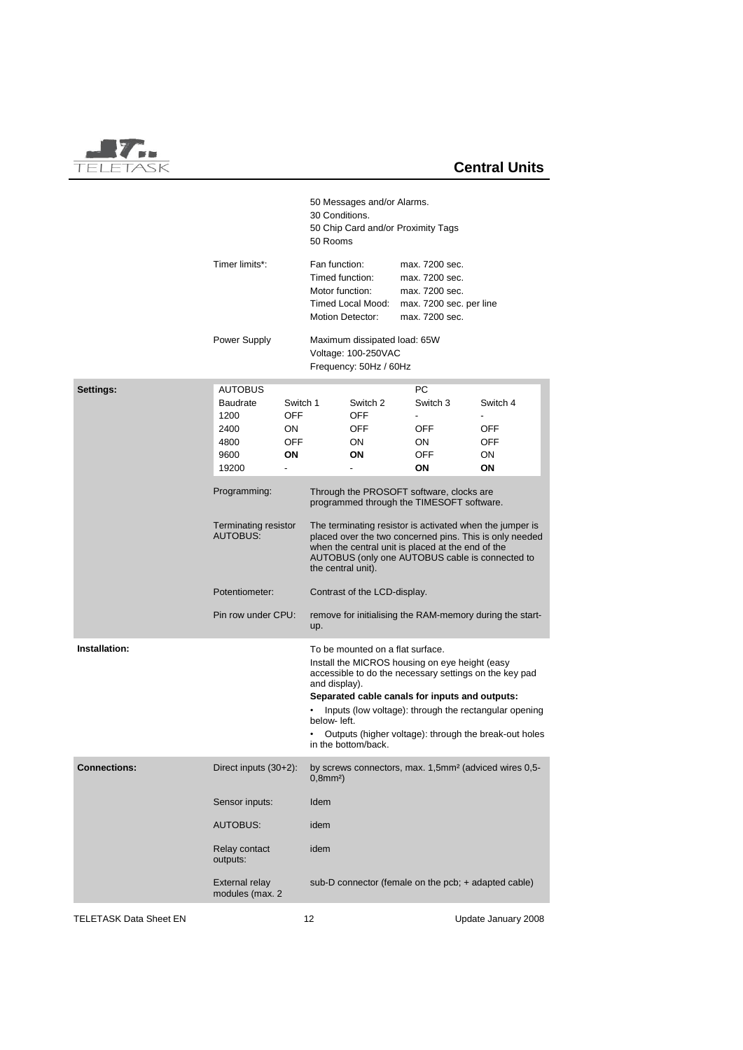50 Messages and/or Alarms.
30 Conditions.
50 Chip Card and/or Proximity Tags
50 Rooms

| Timer limits*: | | |
|---|---|---|
| | Fan function: | max. 7200 sec. |
| | Timed function: | max. 7200 sec. |
| | Motor function: | max. 7200 sec. |
| | Timed Local Mood: | max. 7200 sec. per line |
| | Motion Detector: | max. 7200 sec. |

**Power Supply**

Maximum dissipated load: 65W
Voltage: 100-250VAC
Frequency: 50Hz / 60Hz

**Settings:**

| AUTOBUS | | | PC | |
|---|---|---|---|---|
| Baudrate | Switch 1 | Switch 2 | Switch 3 | Switch 4 |
| 1200 | OFF | OFF | - | - |
| 2400 | ON | OFF | OFF | OFF |
| 4800 | OFF | ON | ON | OFF |
| 9600 | **ON** | **ON** | OFF | ON |
| 19200 | - | - | **ON** | **ON** |

Programming: Through the PROSOFT software, clocks are programmed through the TIMESOFT software.

Terminating resistor AUTOBUS: The terminating resistor is activated when the jumper is placed over the two concerned pins. This is only needed when the central unit is placed at the end of the AUTOBUS (only one AUTOBUS cable is connected to the central unit).

Potentiometer: Contrast of the LCD-display.

Pin row under CPU: remove for initialising the RAM-memory during the start-up.

**Installation:**

To be mounted on a flat surface.

Install the MICROS housing on eye height (easy accessible to do the necessary settings on the key pad and display).

**Separated cable canals for inputs and outputs:**

- Inputs (low voltage): through the rectangular opening below- left.
- Outputs (higher voltage): through the break-out holes in the bottom/back.

**Connections:**

Direct inputs (30+2): by screws connectors, max. 1,5mm² (adviced wires 0,5-0,8mm²)

Sensor inputs: Idem

AUTOBUS: idem

Relay contact outputs: idem

External relay modules (max. 2: sub-D connector (female on the pcb; + adapted cable)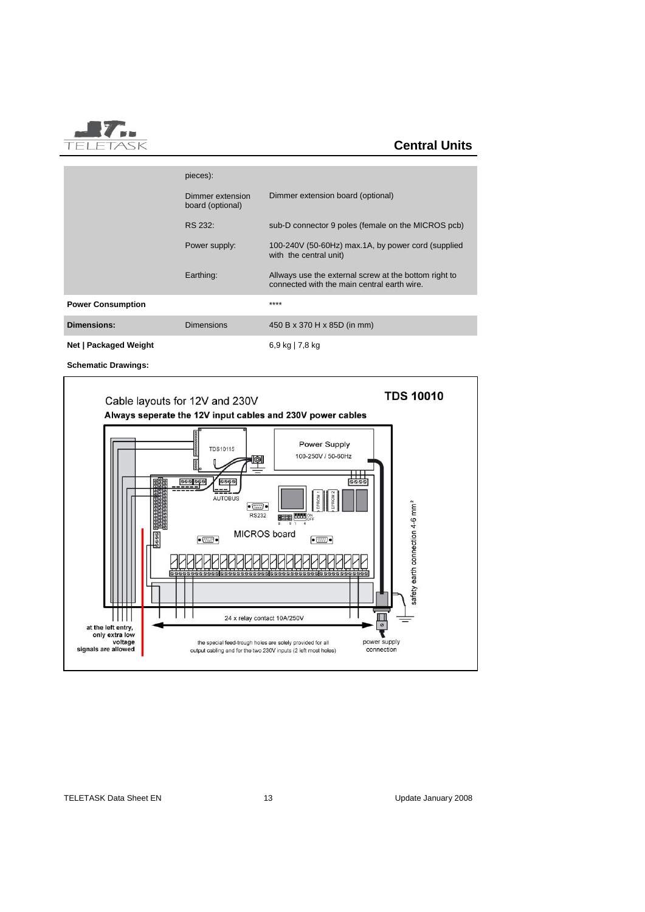| | | |
|---|---|---|
| | pieces): | |
| | Dimmer extension board (optional) | Dimmer extension board (optional) |
| | RS 232: | sub-D connector 9 poles (female on the MICROS pcb) |
| | Power supply: | 100-240V (50-60Hz) max.1A, by power cord (supplied with the central unit) |
| | Earthing: | Allways use the external screw at the bottom right to connected with the main central earth wire. |
| **Power Consumption** | | **** |
| **Dimensions:** | Dimensions | 450 B x 370 H x 85D (in mm) |
| **Net \| Packaged Weight** | | 6,9 kg \| 7,8 kg |

**Schematic Drawings:**

Cable layouts for 12V and 230V

**TDS 10010**

**Always seperate the 12V input cables and 230V power cables**

TDS10115

Power Supply
100-250V / 50-60Hz

AUTOBUS

RS232

EPROM 1

EPROM 2

ON
OFF

MICROS board

24 x relay contact 10A/250V

safety earth connection 4-6 mm²

at the left entry, only extra low voltage signals are allowed

the special feed-trough holes are solely provided for all output cabling and for the two 230V inputs (2 left most holes)

power supply connection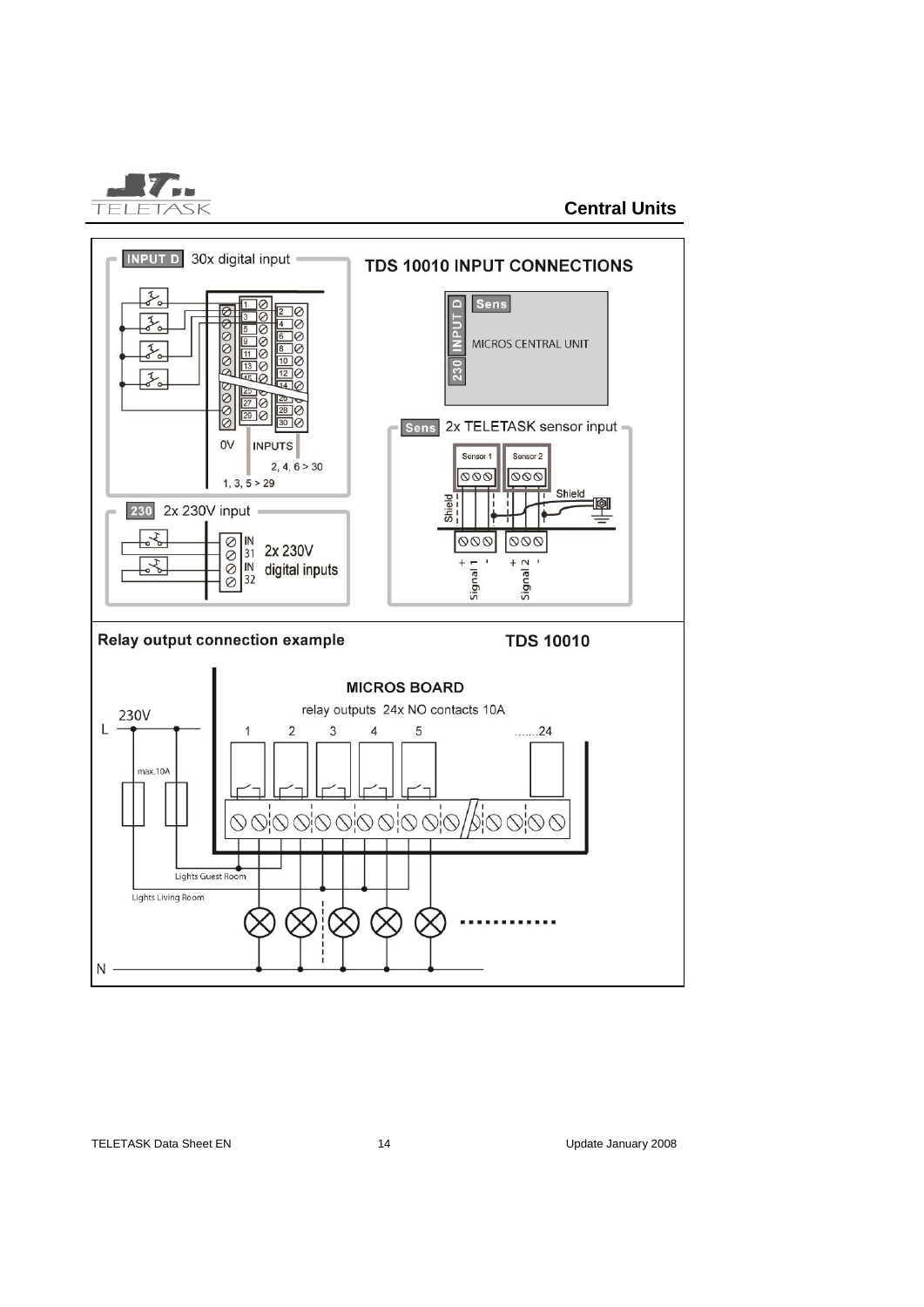# Central Units

**INPUT D** 30x digital input

0V

INPUTS

2, 4, 6 > 30

1, 3, 5 > 29

**230** 2x 230V input

IN 31

IN 32

2x 230V digital inputs

## TDS 10010 INPUT CONNECTIONS

INPUT D

230

Sens

MICROS CENTRAL UNIT

**Sens** 2x TELETASK sensor input

Sensor 1

Sensor 2

Shield

Shield

Signal 1 + -

Signal 2 + -

## Relay output connection example

## TDS 10010

**MICROS BOARD**

relay outputs 24x NO contacts 10A

230V

L

1 2 3 4 5 .......24

max.10A

Lights Guest Room

Lights Living Room

N